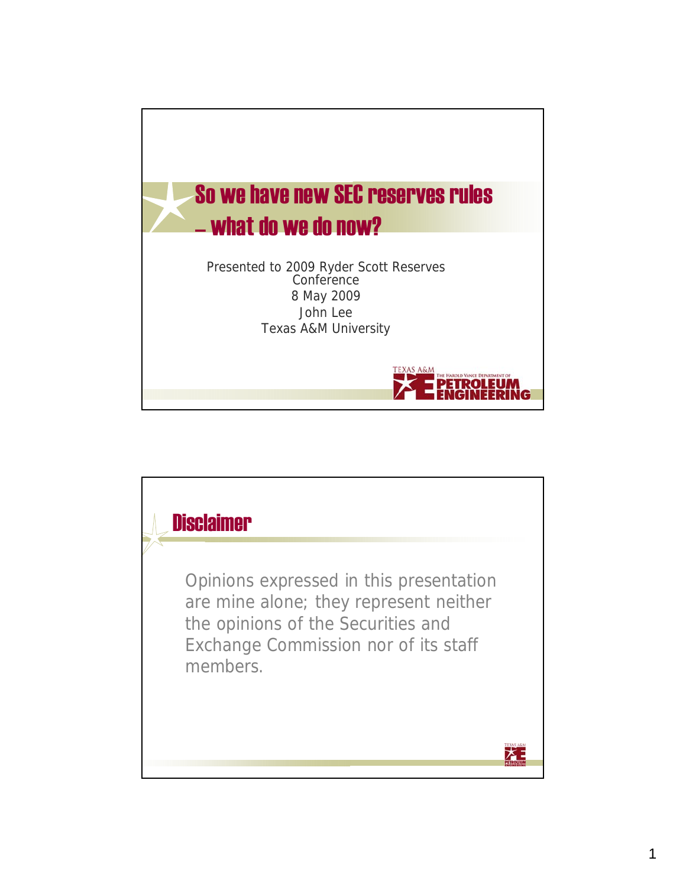# So we have new SEC reserves rules – what do we do now?

Presented to 2009 Ryder Scott Reserves Conference
8 May 2009
John Lee
Texas A&M University

## Disclaimer

Opinions expressed in this presentation are mine alone; they represent neither the opinions of the Securities and Exchange Commission nor of its staff members.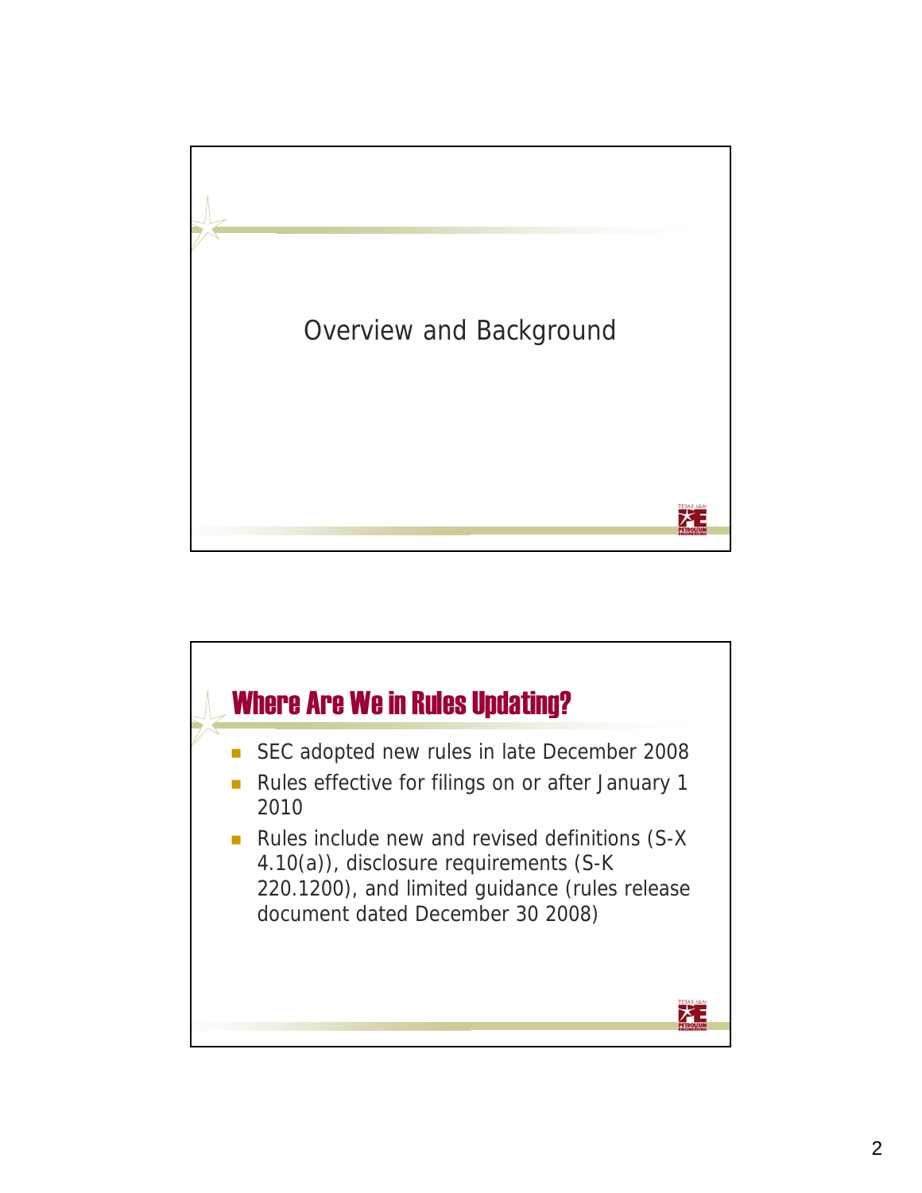## Overview and Background

## Where Are We in Rules Updating?

- SEC adopted new rules in late December 2008
- Rules effective for filings on or after January 1 2010
- Rules include new and revised definitions (S-X 4.10(a)), disclosure requirements (S-K 220.1200), and limited guidance (rules release document dated December 30 2008)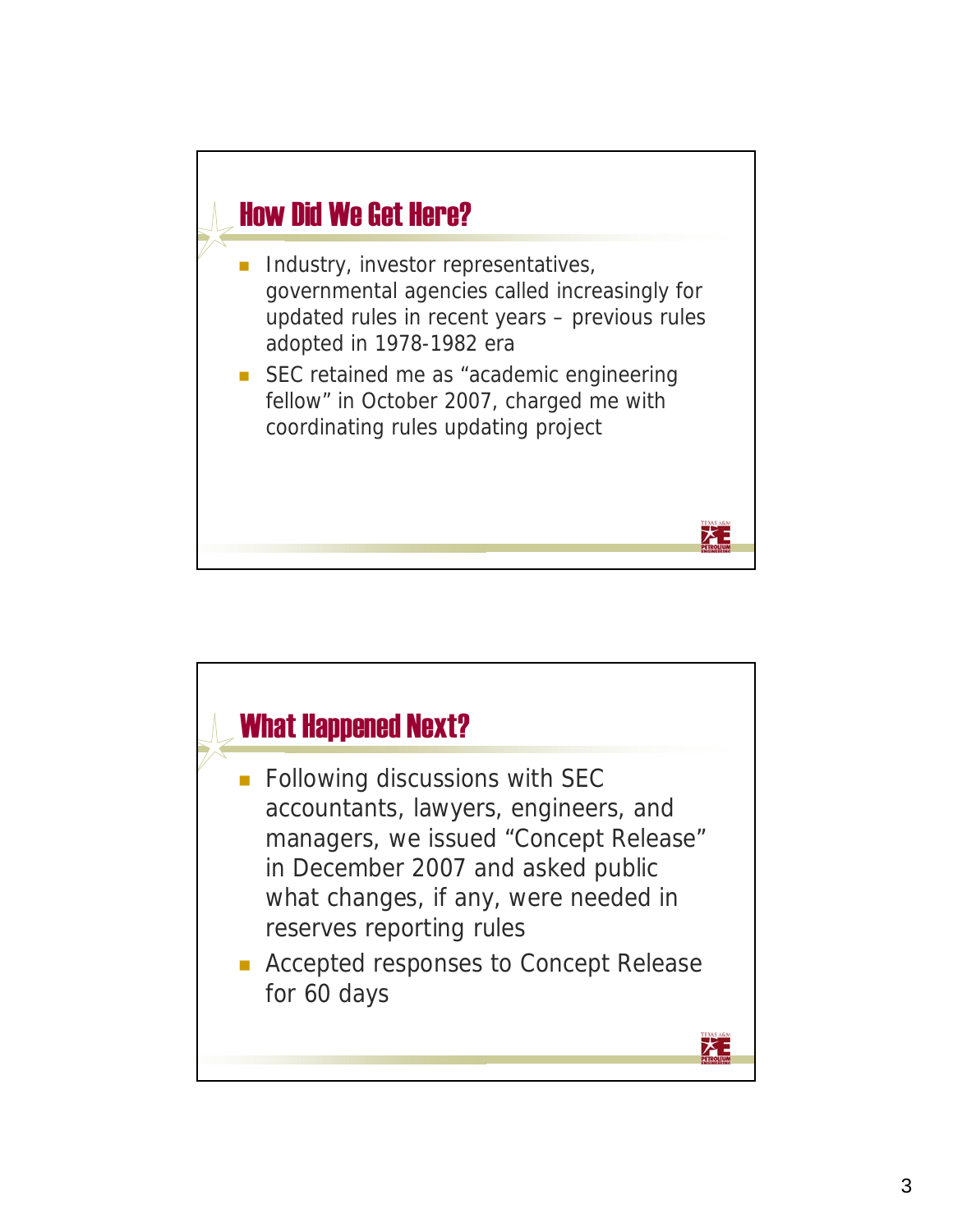## How Did We Get Here?

- Industry, investor representatives, governmental agencies called increasingly for updated rules in recent years – previous rules adopted in 1978-1982 era
- SEC retained me as "academic engineering fellow" in October 2007, charged me with coordinating rules updating project

## What Happened Next?

- Following discussions with SEC accountants, lawyers, engineers, and managers, we issued "Concept Release" in December 2007 and asked public what changes, if any, were needed in reserves reporting rules
- Accepted responses to Concept Release for 60 days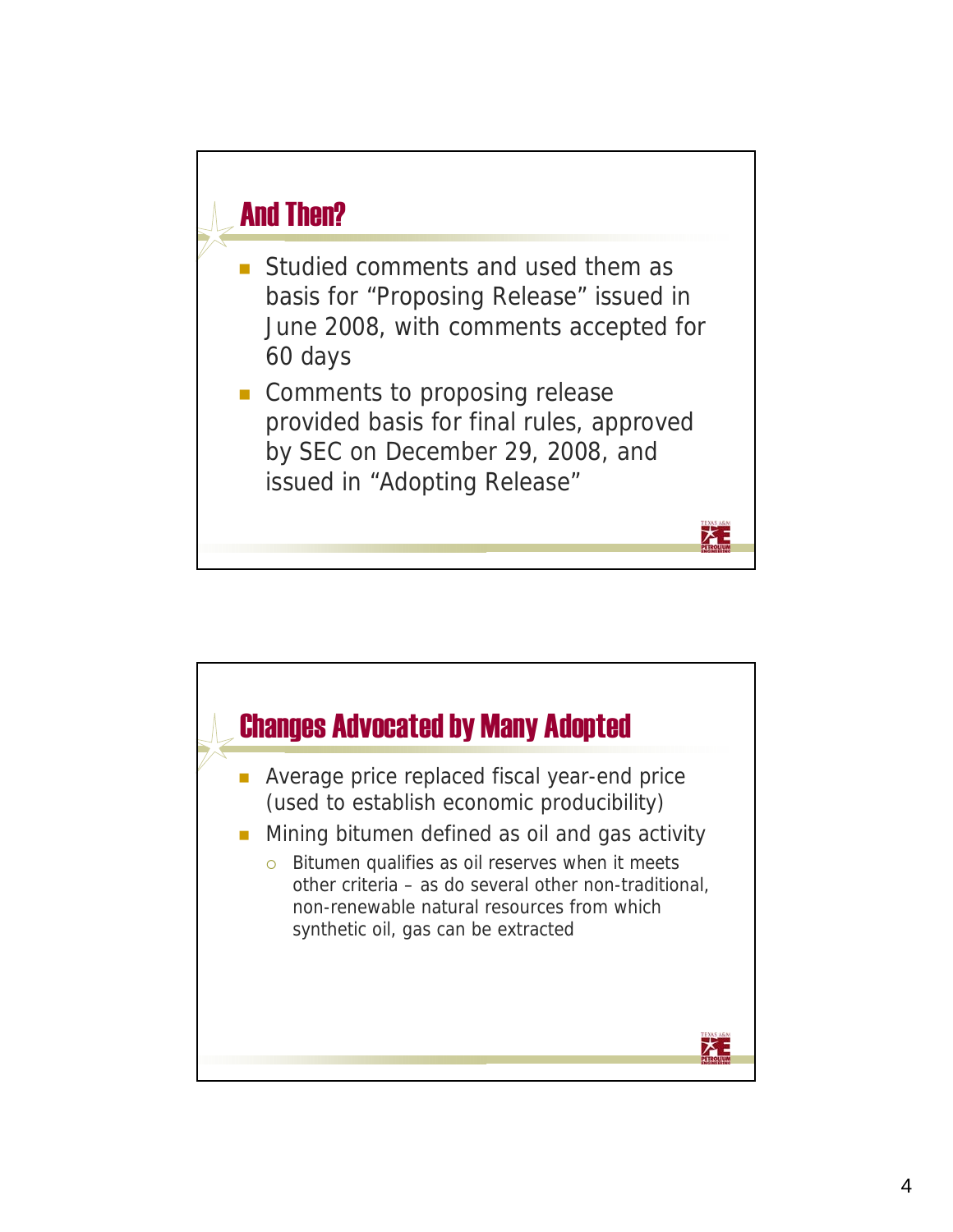## And Then?

- Studied comments and used them as basis for "Proposing Release" issued in June 2008, with comments accepted for 60 days
- Comments to proposing release provided basis for final rules, approved by SEC on December 29, 2008, and issued in "Adopting Release"

## Changes Advocated by Many Adopted

- Average price replaced fiscal year-end price (used to establish economic producibility)
- Mining bitumen defined as oil and gas activity
  - Bitumen qualifies as oil reserves when it meets other criteria – as do several other non-traditional, non-renewable natural resources from which synthetic oil, gas can be extracted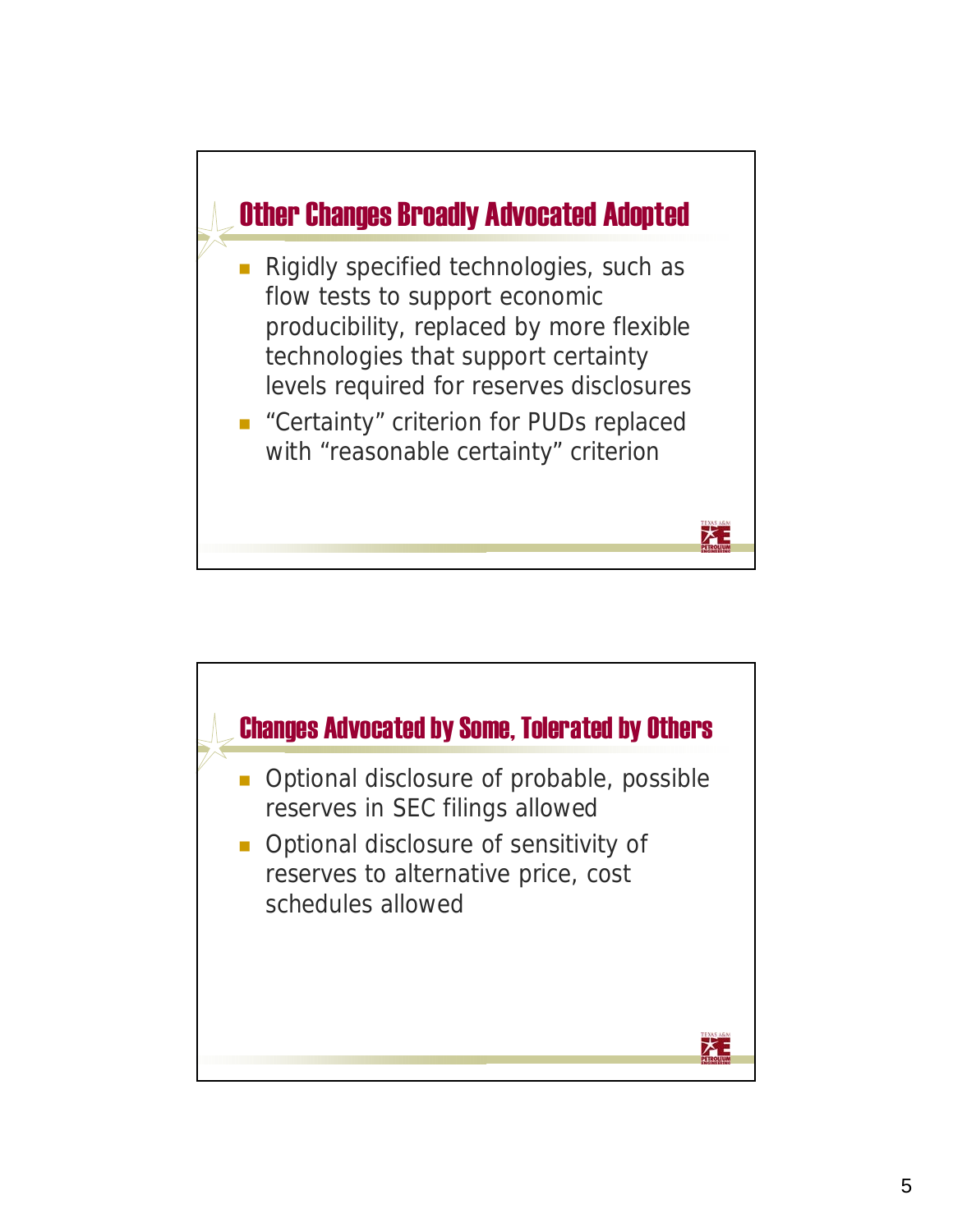## Other Changes Broadly Advocated Adopted

- Rigidly specified technologies, such as flow tests to support economic producibility, replaced by more flexible technologies that support certainty levels required for reserves disclosures
- "Certainty" criterion for PUDs replaced with "reasonable certainty" criterion

## Changes Advocated by Some, Tolerated by Others

- Optional disclosure of probable, possible reserves in SEC filings allowed
- Optional disclosure of sensitivity of reserves to alternative price, cost schedules allowed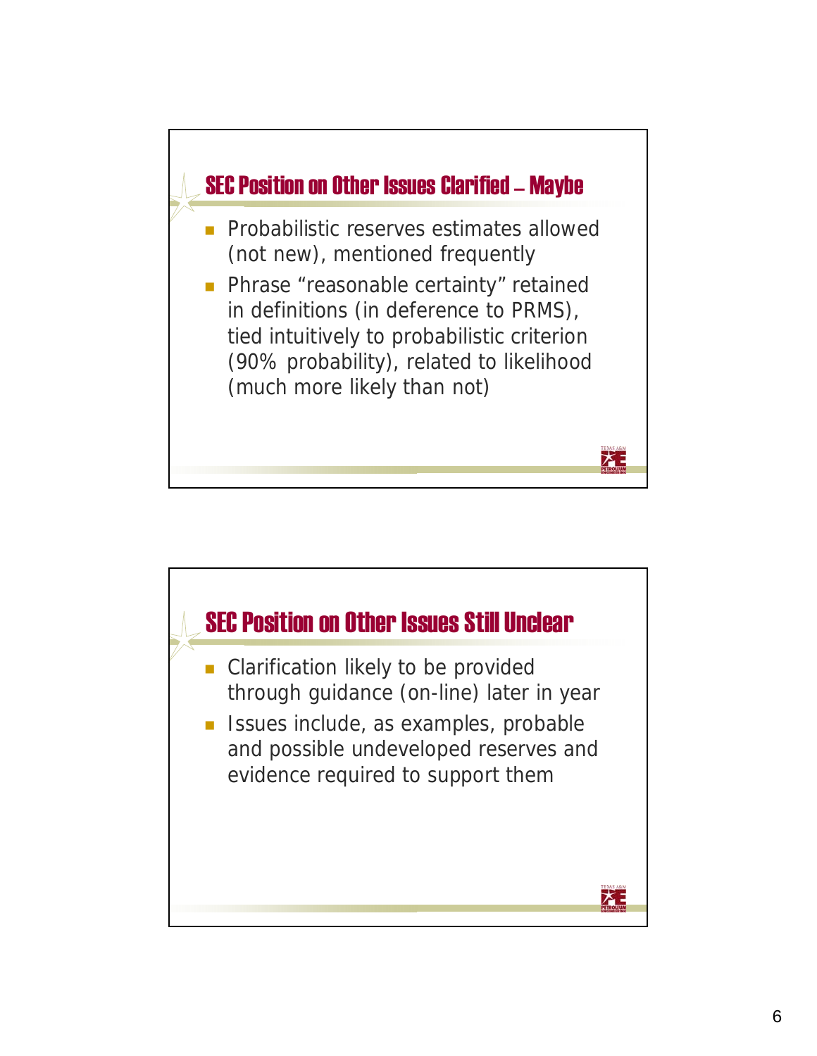## SEC Position on Other Issues Clarified – Maybe

- Probabilistic reserves estimates allowed (not new), mentioned frequently
- Phrase "reasonable certainty" retained in definitions (in deference to PRMS), tied intuitively to probabilistic criterion (90% probability), related to likelihood (much more likely than not)

## SEC Position on Other Issues Still Unclear

- Clarification likely to be provided through guidance (on-line) later in year
- Issues include, as examples, probable and possible undeveloped reserves and evidence required to support them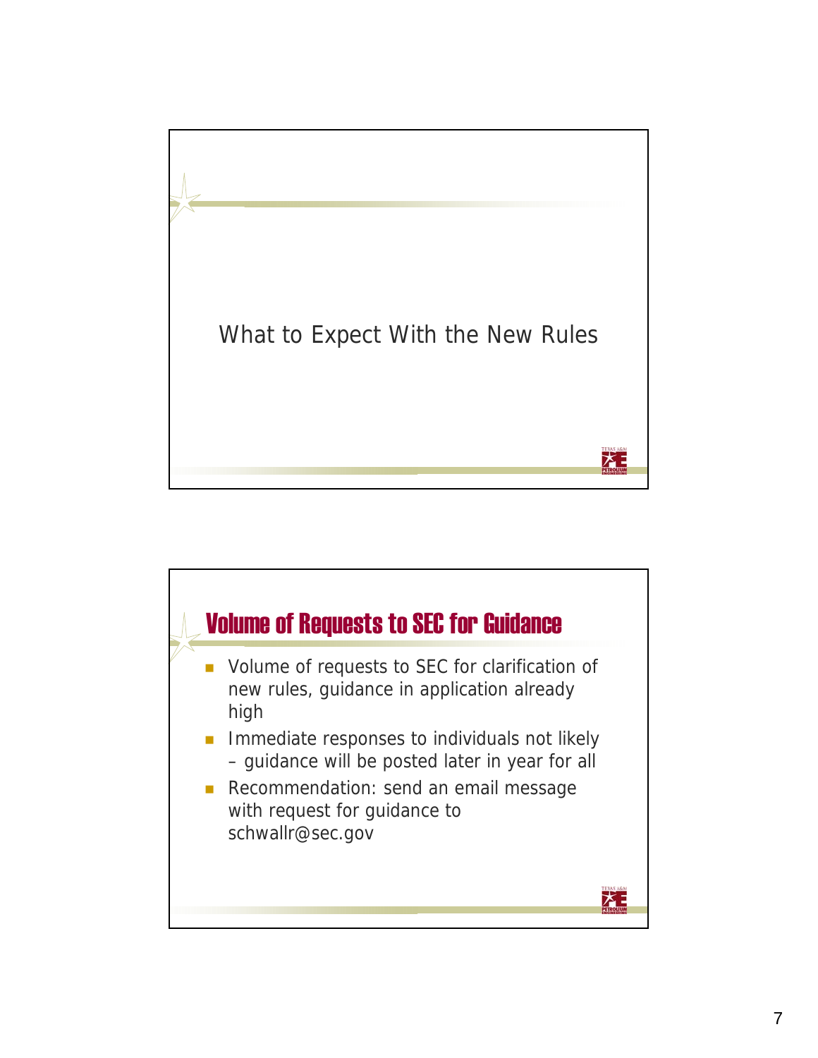## What to Expect With the New Rules

## Volume of Requests to SEC for Guidance

- Volume of requests to SEC for clarification of new rules, guidance in application already high
- Immediate responses to individuals not likely – guidance will be posted later in year for all
- Recommendation: send an email message with request for guidance to schwallr@sec.gov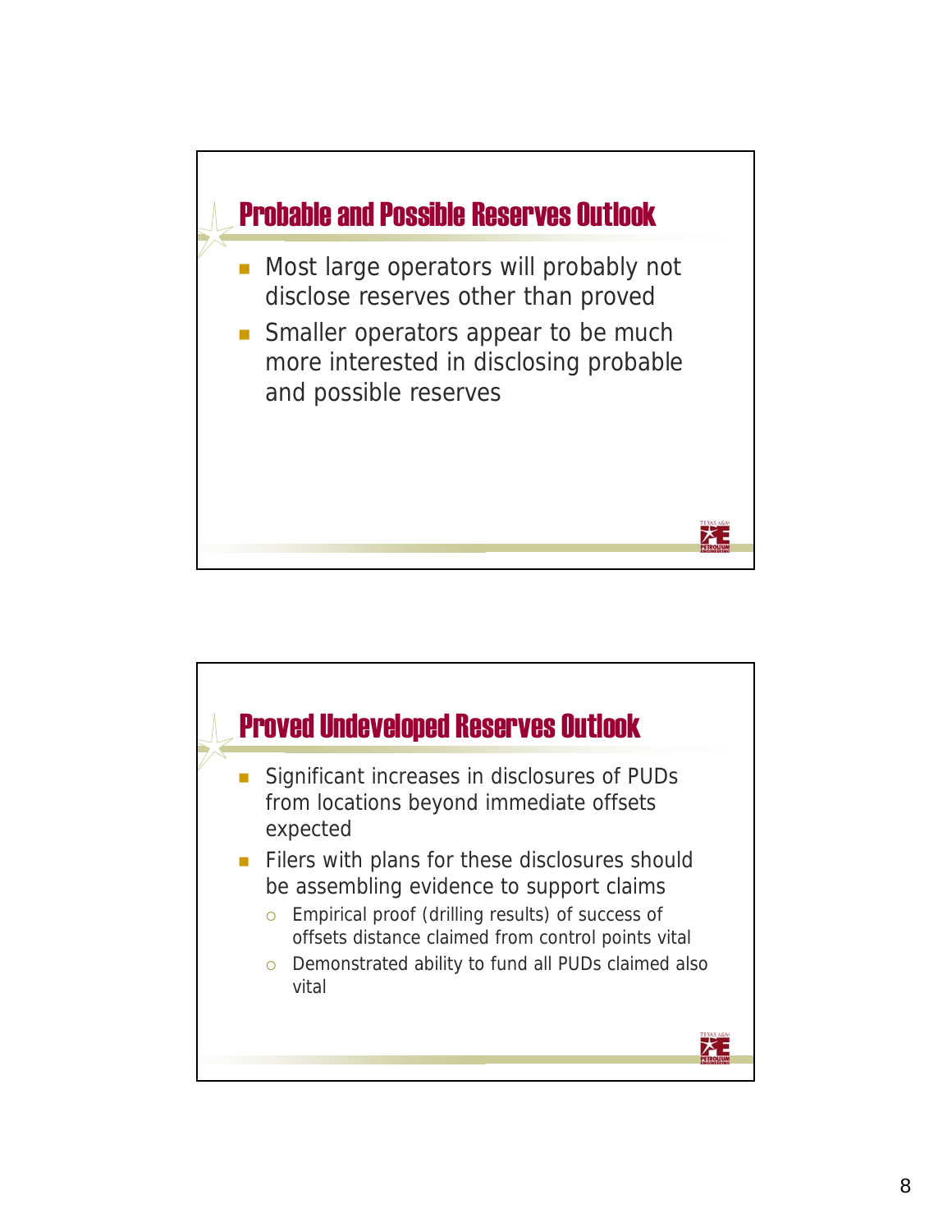## Probable and Possible Reserves Outlook

- Most large operators will probably not disclose reserves other than proved
- Smaller operators appear to be much more interested in disclosing probable and possible reserves

## Proved Undeveloped Reserves Outlook

- Significant increases in disclosures of PUDs from locations beyond immediate offsets expected
- Filers with plans for these disclosures should be assembling evidence to support claims
  - Empirical proof (drilling results) of success of offsets distance claimed from control points vital
  - Demonstrated ability to fund all PUDs claimed also vital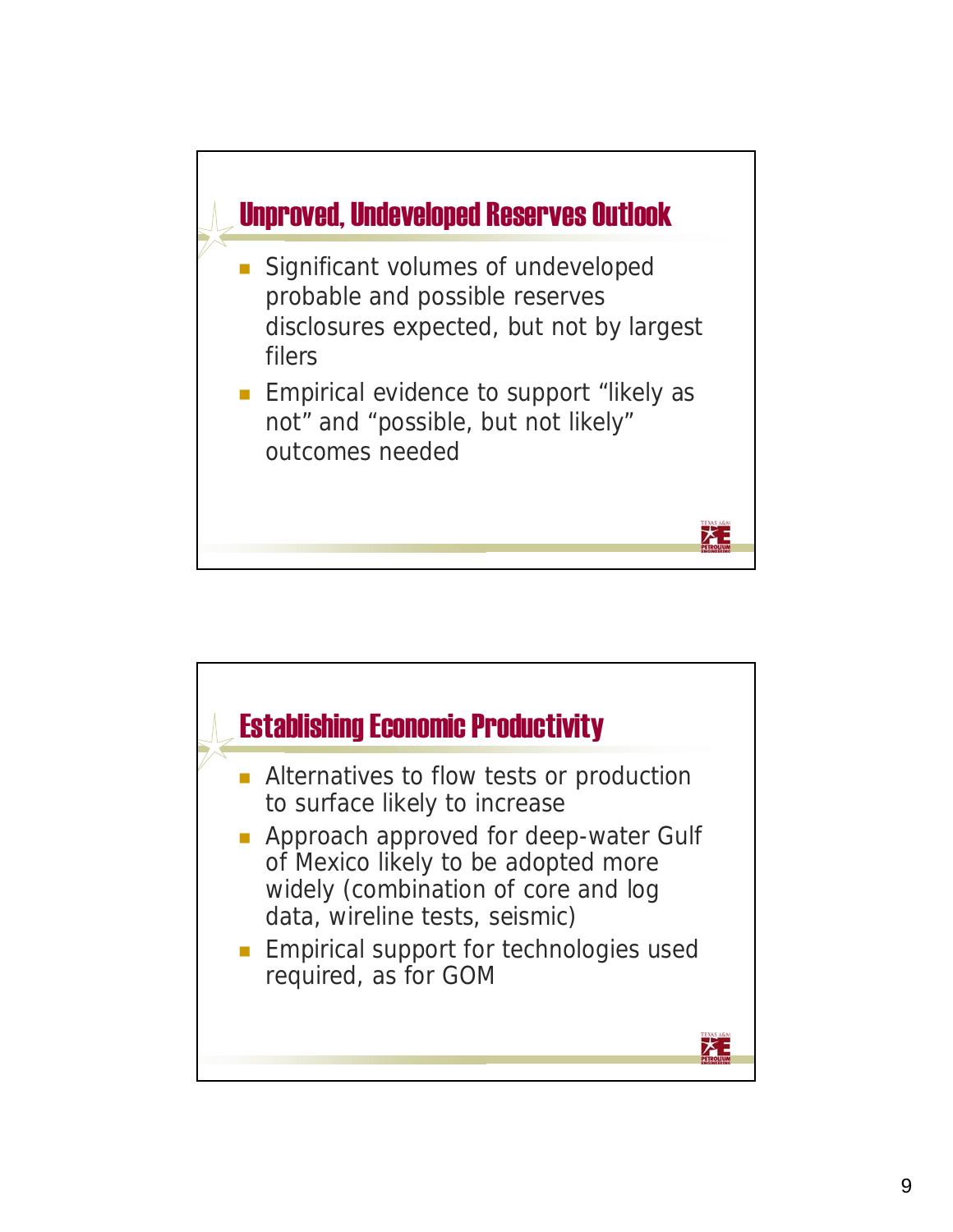## Unproved, Undeveloped Reserves Outlook

- Significant volumes of undeveloped probable and possible reserves disclosures expected, but not by largest filers
- Empirical evidence to support "likely as not" and "possible, but not likely" outcomes needed

## Establishing Economic Productivity

- Alternatives to flow tests or production to surface likely to increase
- Approach approved for deep-water Gulf of Mexico likely to be adopted more widely (combination of core and log data, wireline tests, seismic)
- Empirical support for technologies used required, as for GOM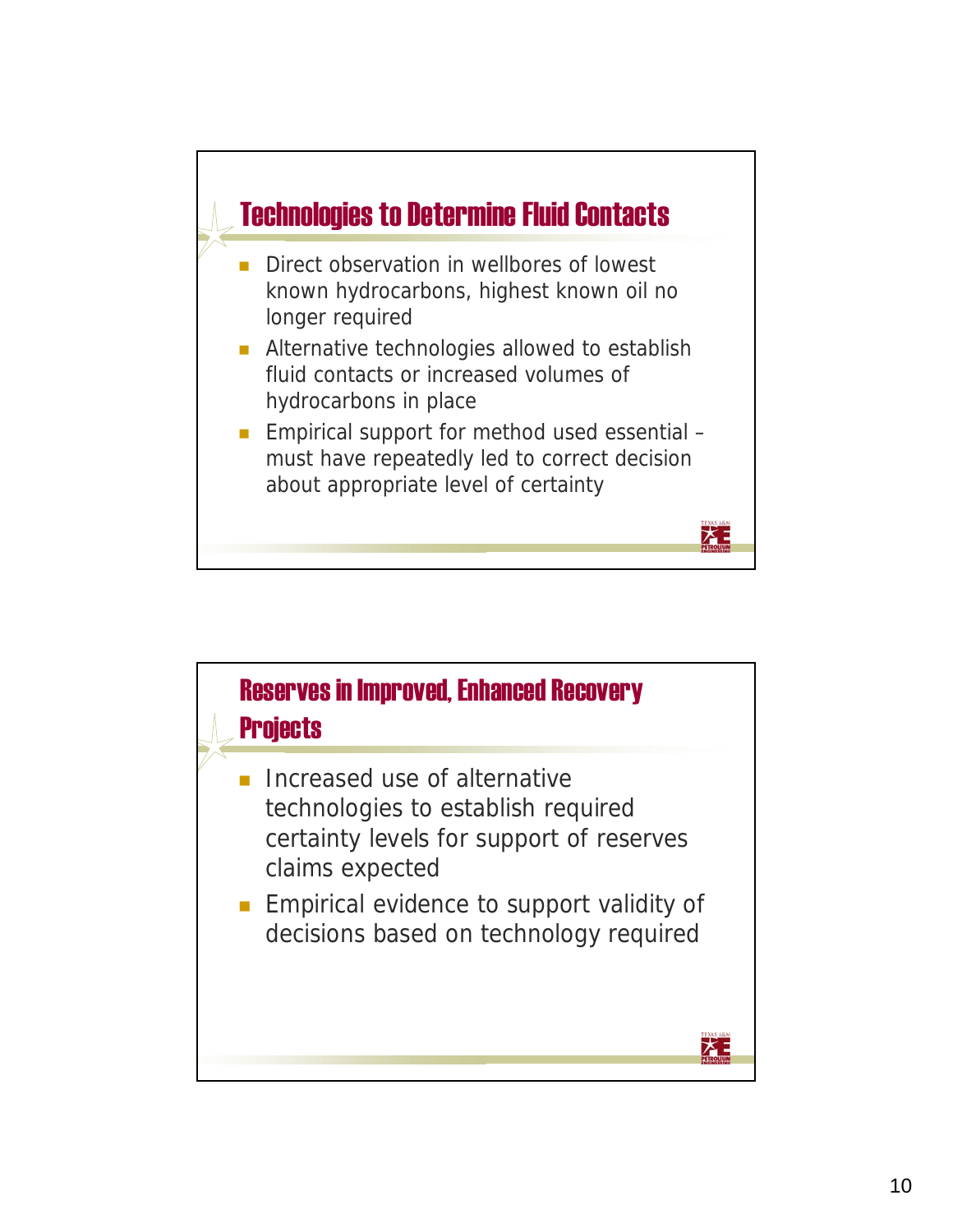## Technologies to Determine Fluid Contacts

- Direct observation in wellbores of lowest known hydrocarbons, highest known oil no longer required
- Alternative technologies allowed to establish fluid contacts or increased volumes of hydrocarbons in place
- Empirical support for method used essential – must have repeatedly led to correct decision about appropriate level of certainty

## Reserves in Improved, Enhanced Recovery Projects

- Increased use of alternative technologies to establish required certainty levels for support of reserves claims expected
- Empirical evidence to support validity of decisions based on technology required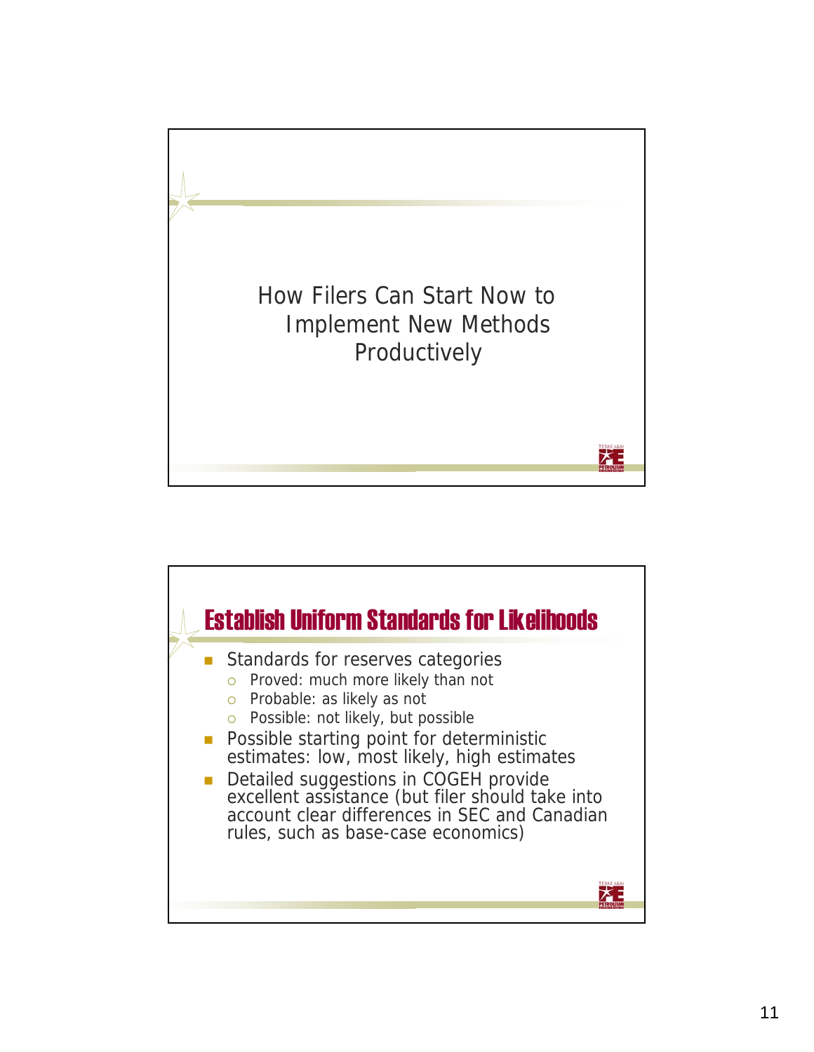How Filers Can Start Now to Implement New Methods Productively

## Establish Uniform Standards for Likelihoods

- Standards for reserves categories
  - Proved: much more likely than not
  - Probable: as likely as not
  - Possible: not likely, but possible
- Possible starting point for deterministic estimates: low, most likely, high estimates
- Detailed suggestions in COGEH provide excellent assistance (but filer should take into account clear differences in SEC and Canadian rules, such as base-case economics)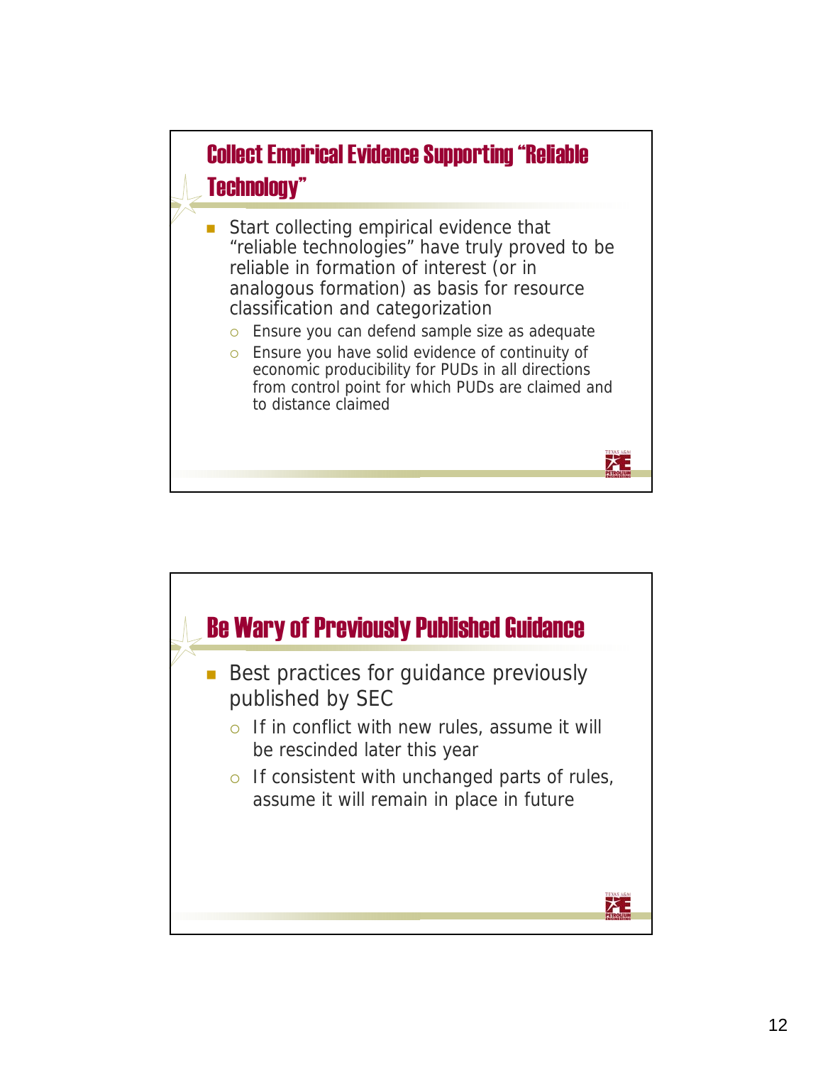## Collect Empirical Evidence Supporting "Reliable Technology"

- Start collecting empirical evidence that "reliable technologies" have truly proved to be reliable in formation of interest (or in analogous formation) as basis for resource classification and categorization
  - Ensure you can defend sample size as adequate
  - Ensure you have solid evidence of continuity of economic producibility for PUDs in all directions from control point for which PUDs are claimed and to distance claimed

## Be Wary of Previously Published Guidance

- Best practices for guidance previously published by SEC
  - If in conflict with new rules, assume it will be rescinded later this year
  - If consistent with unchanged parts of rules, assume it will remain in place in future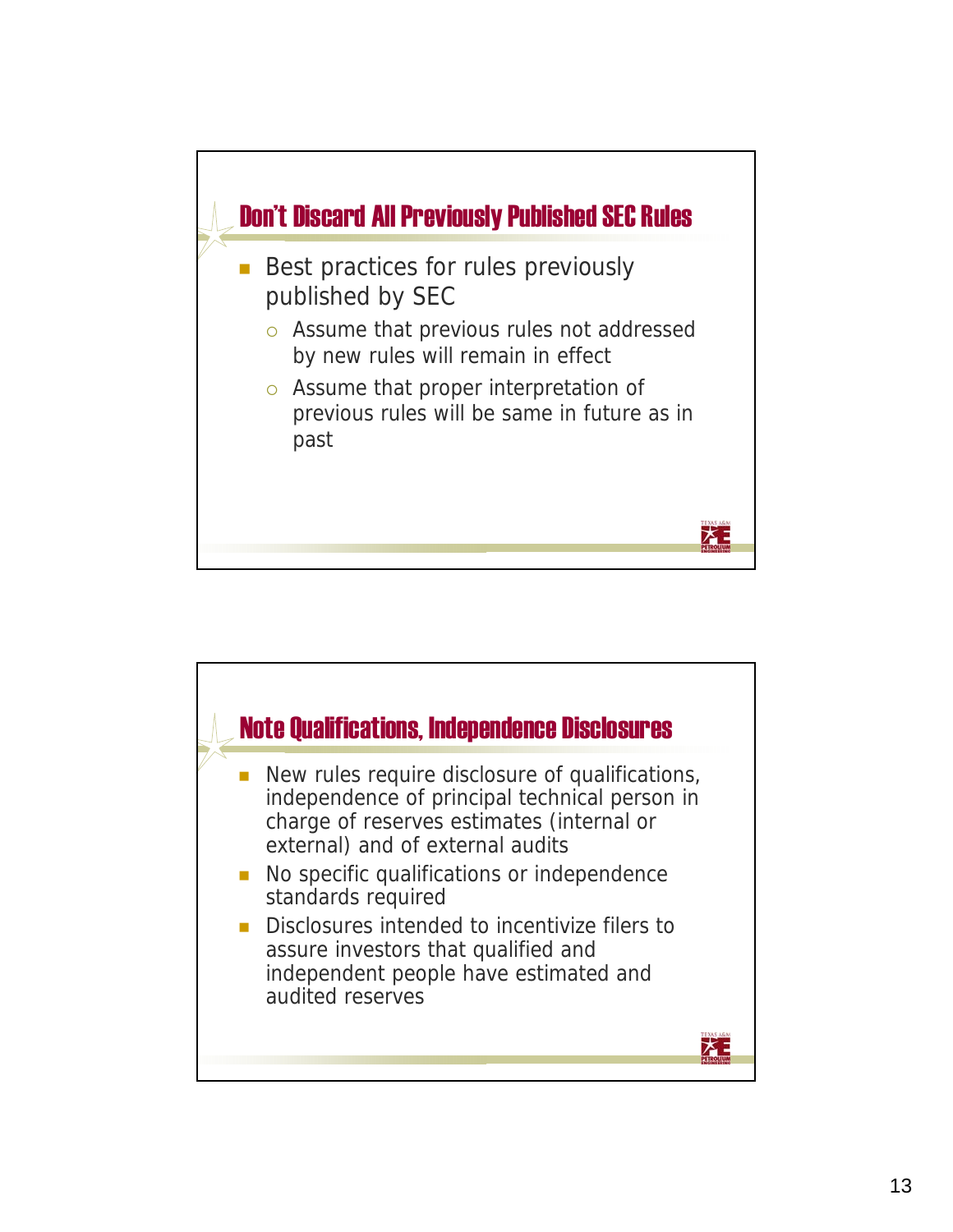## Don't Discard All Previously Published SEC Rules

- Best practices for rules previously published by SEC
  - Assume that previous rules not addressed by new rules will remain in effect
  - Assume that proper interpretation of previous rules will be same in future as in past

## Note Qualifications, Independence Disclosures

- New rules require disclosure of qualifications, independence of principal technical person in charge of reserves estimates (internal or external) and of external audits
- No specific qualifications or independence standards required
- Disclosures intended to incentivize filers to assure investors that qualified and independent people have estimated and audited reserves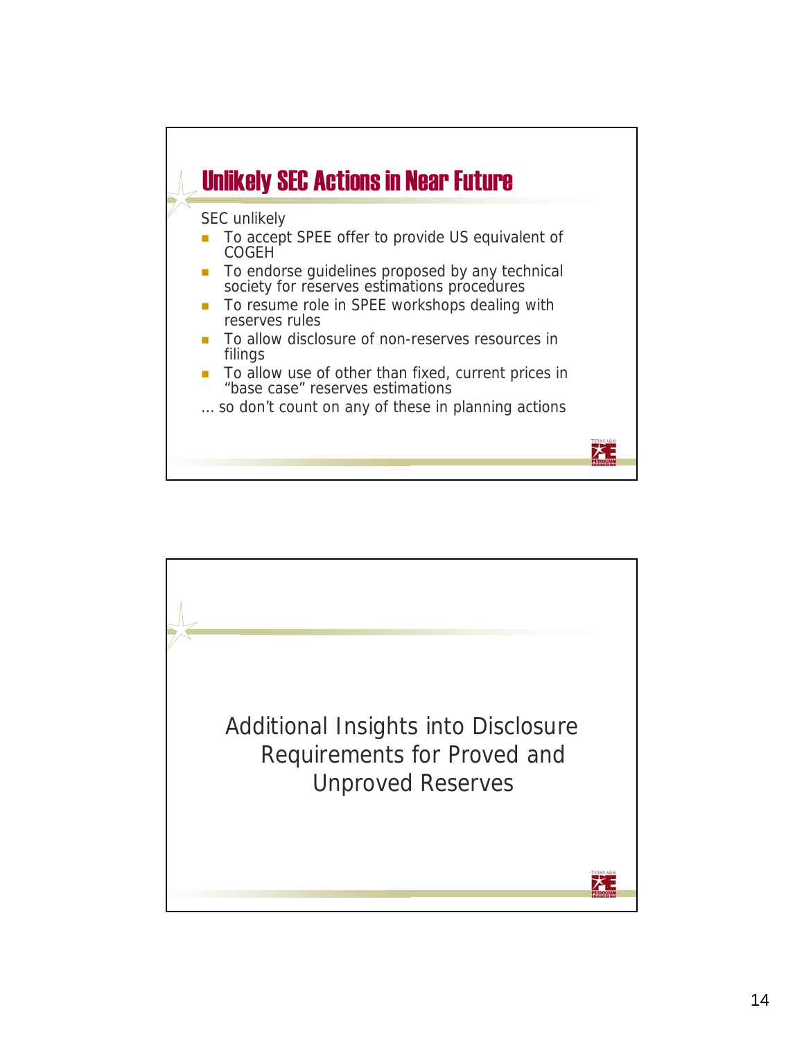## Unlikely SEC Actions in Near Future

SEC unlikely

- To accept SPEE offer to provide US equivalent of COGEH
- To endorse guidelines proposed by any technical society for reserves estimations procedures
- To resume role in SPEE workshops dealing with reserves rules
- To allow disclosure of non-reserves resources in filings
- To allow use of other than fixed, current prices in "base case" reserves estimations

… so don't count on any of these in planning actions

## Additional Insights into Disclosure Requirements for Proved and Unproved Reserves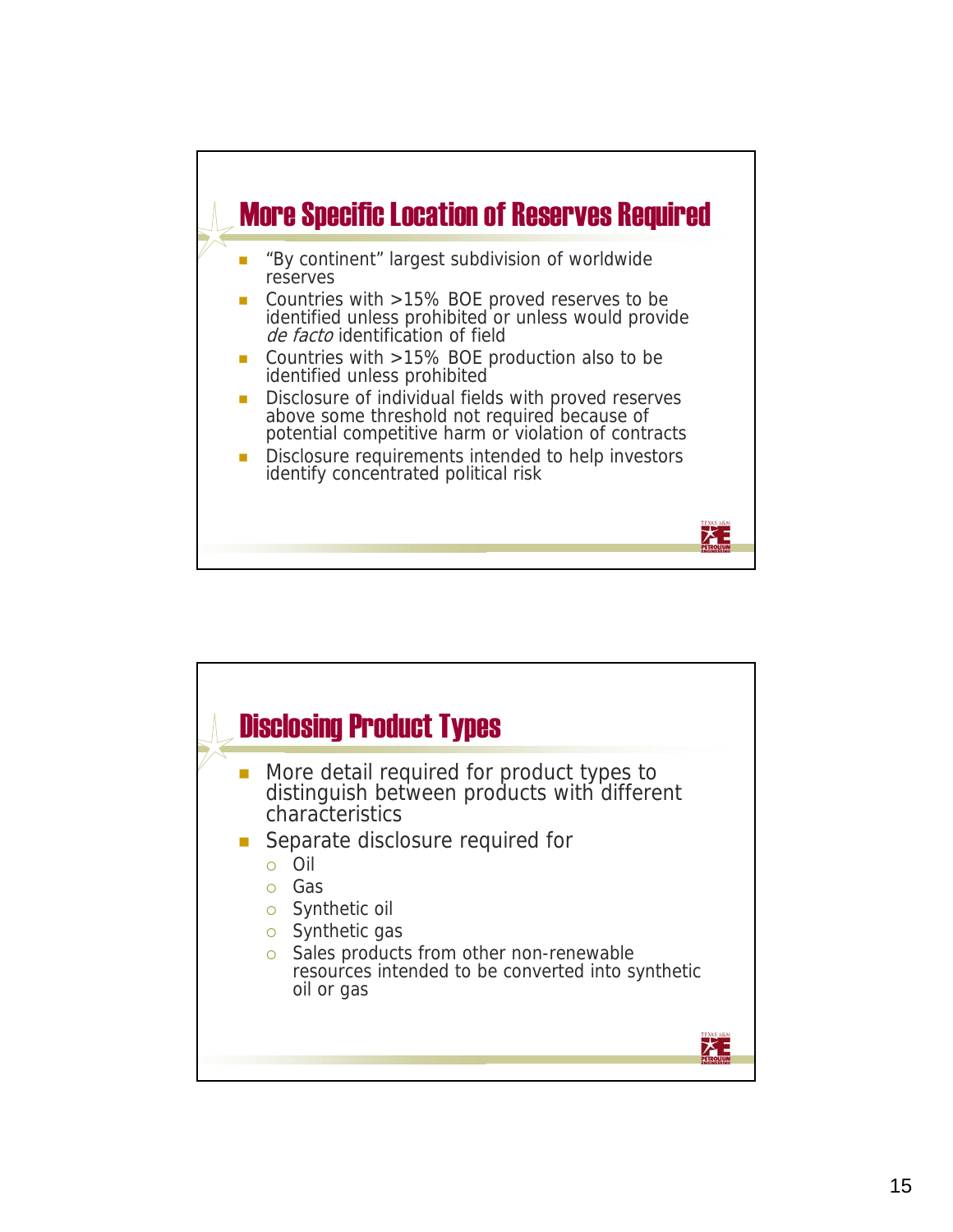## More Specific Location of Reserves Required

- "By continent" largest subdivision of worldwide reserves
- Countries with >15% BOE proved reserves to be identified unless prohibited or unless would provide *de facto* identification of field
- Countries with >15% BOE production also to be identified unless prohibited
- Disclosure of individual fields with proved reserves above some threshold not required because of potential competitive harm or violation of contracts
- Disclosure requirements intended to help investors identify concentrated political risk

## Disclosing Product Types

- More detail required for product types to distinguish between products with different characteristics
- Separate disclosure required for
  - Oil
  - Gas
  - Synthetic oil
  - Synthetic gas
  - Sales products from other non-renewable resources intended to be converted into synthetic oil or gas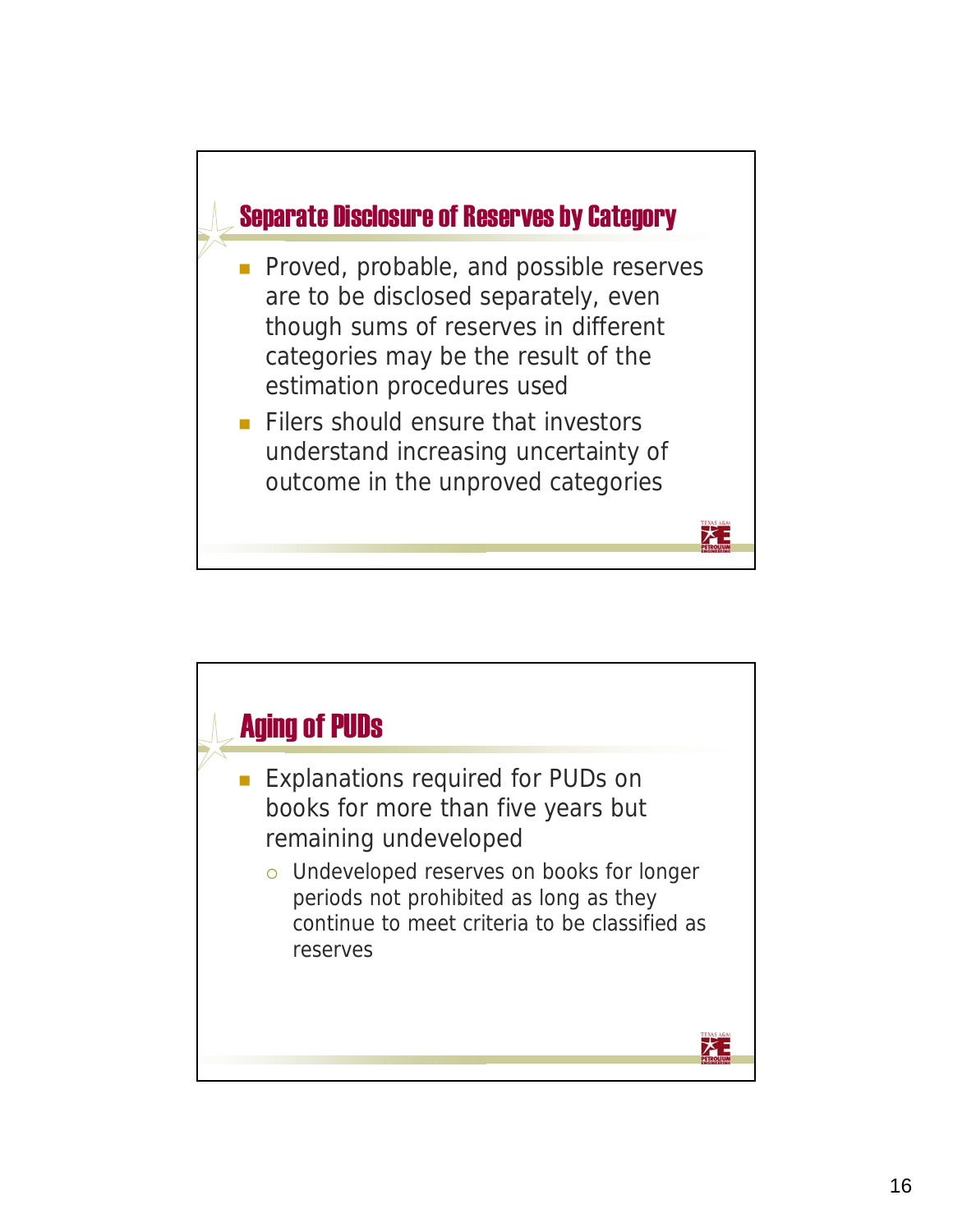## Separate Disclosure of Reserves by Category

- Proved, probable, and possible reserves are to be disclosed separately, even though sums of reserves in different categories may be the result of the estimation procedures used
- Filers should ensure that investors understand increasing uncertainty of outcome in the unproved categories

## Aging of PUDs

- Explanations required for PUDs on books for more than five years but remaining undeveloped
  - Undeveloped reserves on books for longer periods not prohibited as long as they continue to meet criteria to be classified as reserves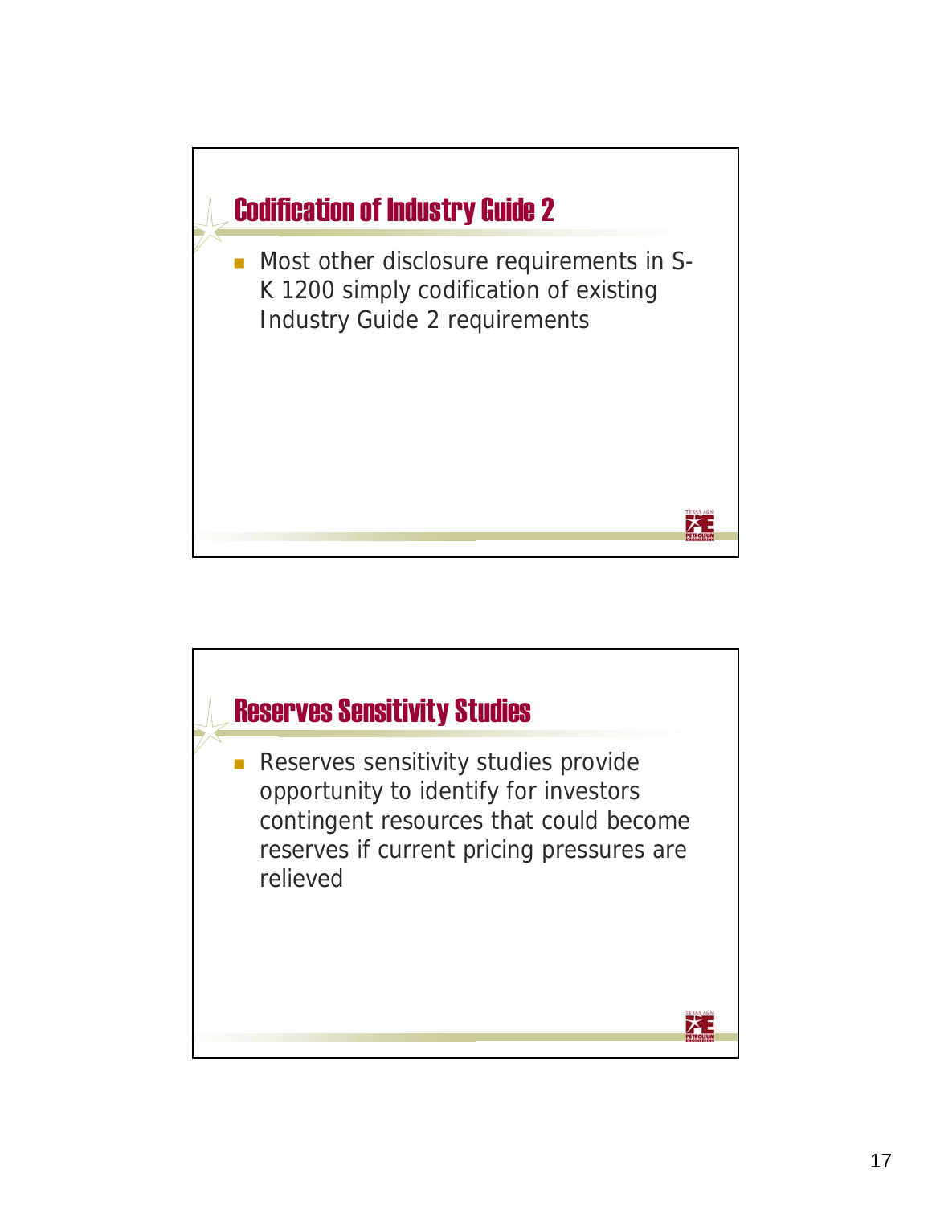## Codification of Industry Guide 2

- Most other disclosure requirements in S-K 1200 simply codification of existing Industry Guide 2 requirements

## Reserves Sensitivity Studies

- Reserves sensitivity studies provide opportunity to identify for investors contingent resources that could become reserves if current pricing pressures are relieved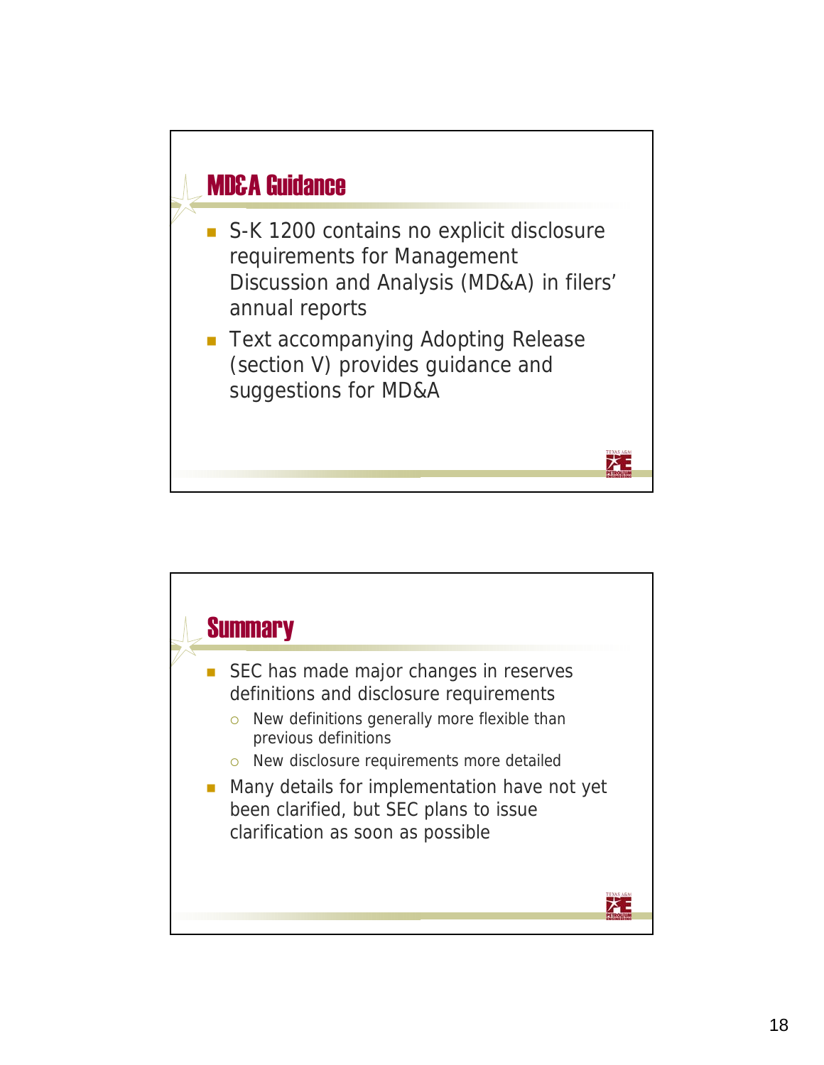## MD&A Guidance

- S-K 1200 contains no explicit disclosure requirements for Management Discussion and Analysis (MD&A) in filers' annual reports
- Text accompanying Adopting Release (section V) provides guidance and suggestions for MD&A

## Summary

- SEC has made major changes in reserves definitions and disclosure requirements
  - New definitions generally more flexible than previous definitions
  - New disclosure requirements more detailed
- Many details for implementation have not yet been clarified, but SEC plans to issue clarification as soon as possible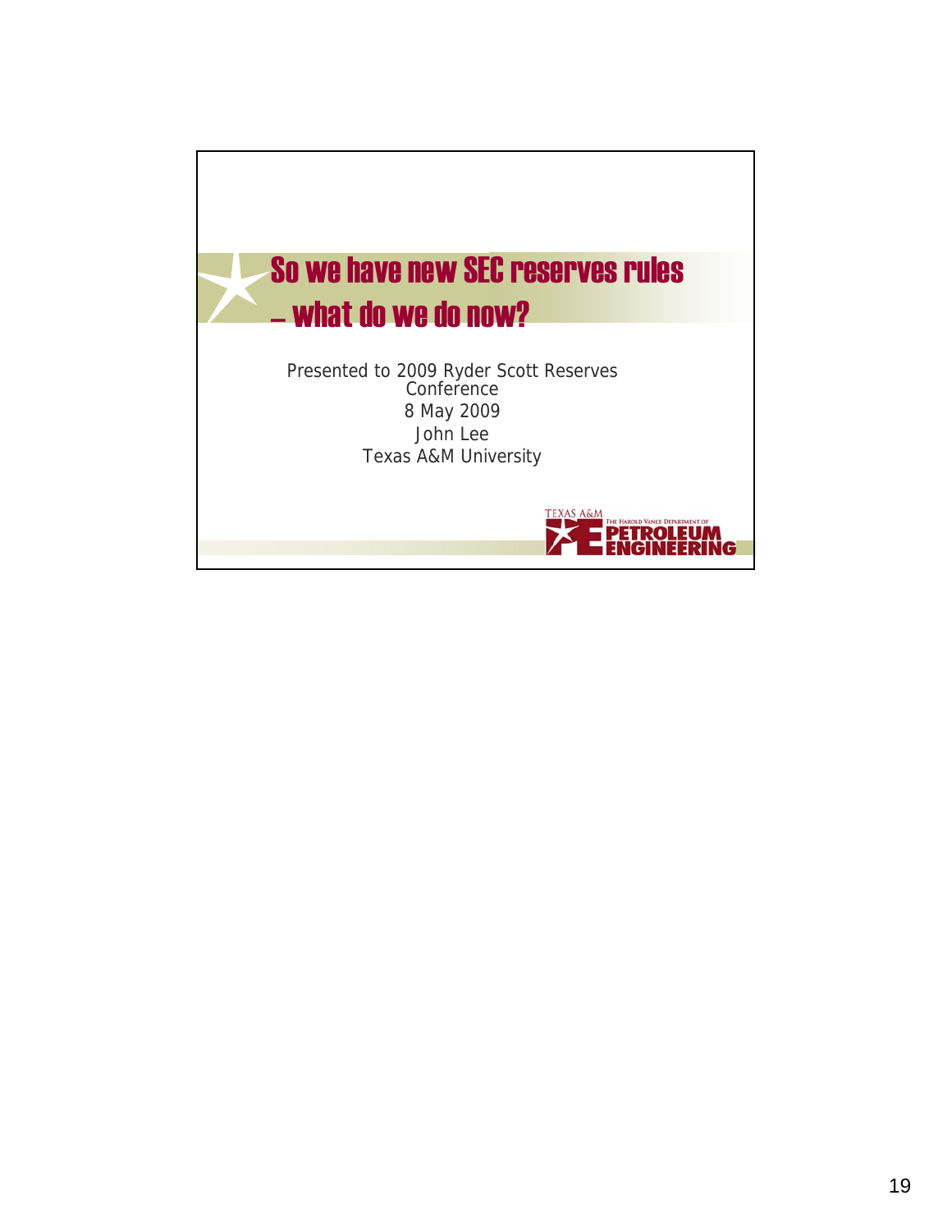# So we have new SEC reserves rules – what do we do now?

Presented to 2009 Ryder Scott Reserves Conference

8 May 2009

John Lee

Texas A&M University

TEXAS A&M THE HAROLD VANCE DEPARTMENT OF PETROLEUM ENGINEERING